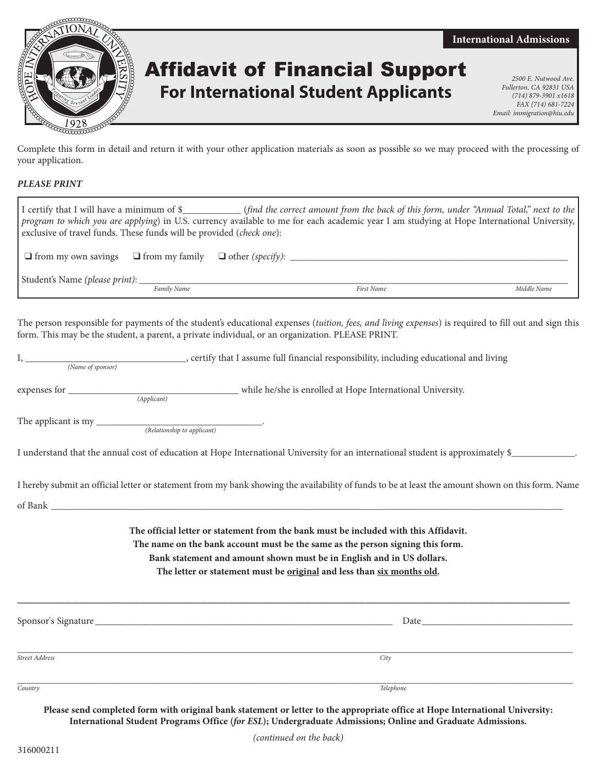International Admissions

# Affidavit of Financial Support

## For International Student Applicants

*2500 E. Nutwood Ave.*
*Fullerton, CA 92831 USA*
*(714) 879-3901 x1618*
*FAX (714) 681-7224*
*Email: immigration@hiu.edu*

Complete this form in detail and return it with your other application materials as soon as possible so we may proceed with the processing of your application.

***PLEASE PRINT***

I certify that I will have a minimum of $___________ (*find the correct amount from the back of this form, under "Annual Total," next to the program to which you are applying*) in U.S. currency available to me for each academic year I am studying at Hope International University, exclusive of travel funds. These funds will be provided (*check one*):

❑ from my own savings ❑ from my family ❑ other (*specify*): ______________________________________________

Student's Name (*please print*): ______________________________________________
*Family Name* *First Name* *Middle Name*

The person responsible for payments of the student's educational expenses (*tuition, fees, and living expenses*) is required to fill out and sign this form. This may be the student, a parent, a private individual, or an organization. PLEASE PRINT.

I, ______________________________, certify that I assume full financial responsibility, including educational and living
*(Name of sponsor)*

expenses for ______________________________ while he/she is enrolled at Hope International University.
*(Applicant)*

The applicant is my ______________________________.
*(Relationship to applicant)*

I understand that the annual cost of education at Hope International University for an international student is approximately $____________.

I hereby submit an official letter or statement from my bank showing the availability of funds to be at least the amount shown on this form. Name of Bank ______________________________________________

**The official letter or statement from the bank must be included with this Affidavit.**
**The name on the bank account must be the same as the person signing this form.**
**Bank statement and amount shown must be in English and in US dollars.**
**The letter or statement must be original and less than six months old.**

Sponsor's Signature ______________________________ Date ______________________________

______________________________________________
*Street Address* *City*

______________________________________________
*Country* *Telephone*

**Please send completed form with original bank statement or letter to the appropriate office at Hope International University: International Student Programs Office (*for ESL*); Undergraduate Admissions; Online and Graduate Admissions.**

*(continued on the back)*

316000211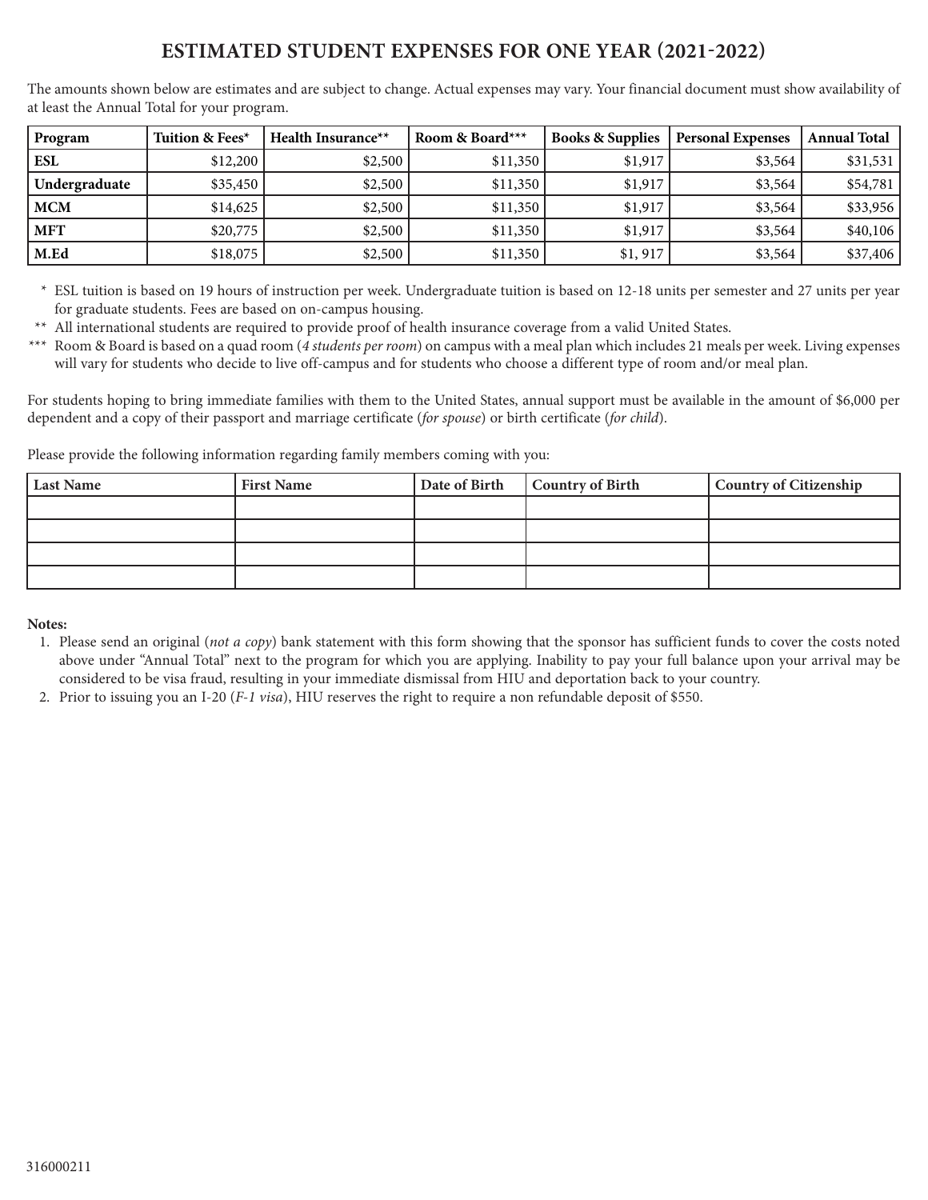# ESTIMATED STUDENT EXPENSES FOR ONE YEAR (2021-2022)

The amounts shown below are estimates and are subject to change. Actual expenses may vary. Your financial document must show availability of at least the Annual Total for your program.

| Program | Tuition & Fees* | Health Insurance** | Room & Board*** | Books & Supplies | Personal Expenses | Annual Total |
|---|---|---|---|---|---|---|
| **ESL** | $12,200 | $2,500 | $11,350 | $1,917 | $3,564 | $31,531 |
| **Undergraduate** | $35,450 | $2,500 | $11,350 | $1,917 | $3,564 | $54,781 |
| **MCM** | $14,625 | $2,500 | $11,350 | $1,917 | $3,564 | $33,956 |
| **MFT** | $20,775 | $2,500 | $11,350 | $1,917 | $3,564 | $40,106 |
| **M.Ed** | $18,075 | $2,500 | $11,350 | $1, 917 | $3,564 | $37,406 |

\* ESL tuition is based on 19 hours of instruction per week. Undergraduate tuition is based on 12-18 units per semester and 27 units per year for graduate students. Fees are based on on-campus housing.

\*\* All international students are required to provide proof of health insurance coverage from a valid United States.

\*\*\* Room & Board is based on a quad room (*4 students per room*) on campus with a meal plan which includes 21 meals per week. Living expenses will vary for students who decide to live off-campus and for students who choose a different type of room and/or meal plan.

For students hoping to bring immediate families with them to the United States, annual support must be available in the amount of $6,000 per dependent and a copy of their passport and marriage certificate (*for spouse*) or birth certificate (*for child*).

Please provide the following information regarding family members coming with you:

| Last Name | First Name | Date of Birth | Country of Birth | Country of Citizenship |
|---|---|---|---|---|
| | | | | |
| | | | | |
| | | | | |
| | | | | |

**Notes:**

1. Please send an original (*not a copy*) bank statement with this form showing that the sponsor has sufficient funds to cover the costs noted above under "Annual Total" next to the program for which you are applying. Inability to pay your full balance upon your arrival may be considered to be visa fraud, resulting in your immediate dismissal from HIU and deportation back to your country.
2. Prior to issuing you an I-20 (*F-1 visa*), HIU reserves the right to require a non refundable deposit of $550.

316000211